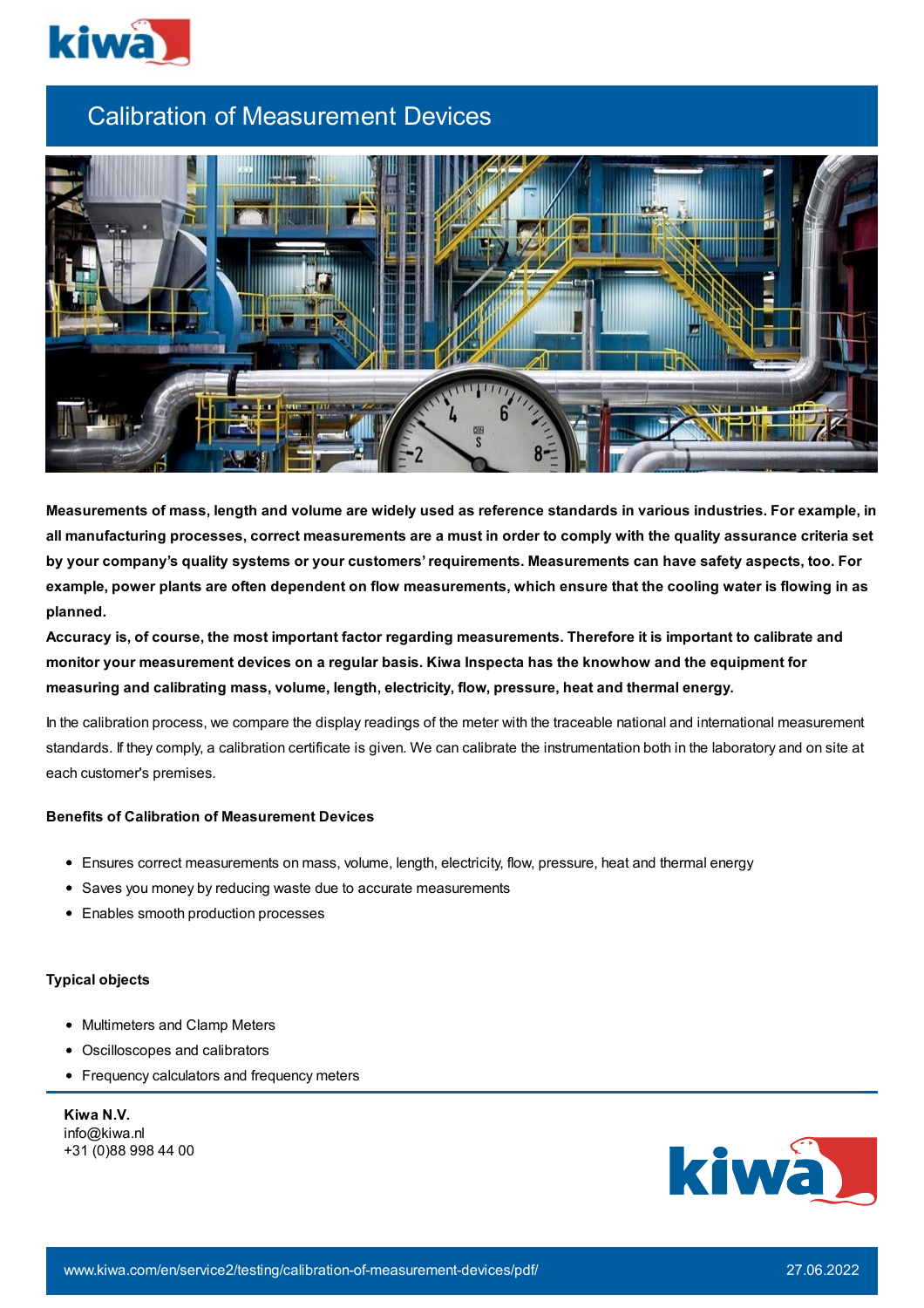# Calibration of Measurement Devices

**Measurements of mass, length and volume are widely used as reference standards in various industries. For example, in all manufacturing processes, correct measurements are a must in order to comply with the quality assurance criteria set by your company's quality systems or your customers' requirements. Measurements can have safety aspects, too. For example, power plants are often dependent on flow measurements, which ensure that the cooling water is flowing in as planned.**

**Accuracy is, of course, the most important factor regarding measurements. Therefore it is important to calibrate and monitor your measurement devices on a regular basis. Kiwa Inspecta has the knowhow and the equipment for measuring and calibrating mass, volume, length, electricity, flow, pressure, heat and thermal energy.**

In the calibration process, we compare the display readings of the meter with the traceable national and international measurement standards. If they comply, a calibration certificate is given. We can calibrate the instrumentation both in the laboratory and on site at each customer's premises.

**Benefits of Calibration of Measurement Devices**

- Ensures correct measurements on mass, volume, length, electricity, flow, pressure, heat and thermal energy
- Saves you money by reducing waste due to accurate measurements
- Enables smooth production processes

**Typical objects**

- Multimeters and Clamp Meters
- Oscilloscopes and calibrators
- Frequency calculators and frequency meters

**Kiwa N.V.**
info@kiwa.nl
+31 (0)88 998 44 00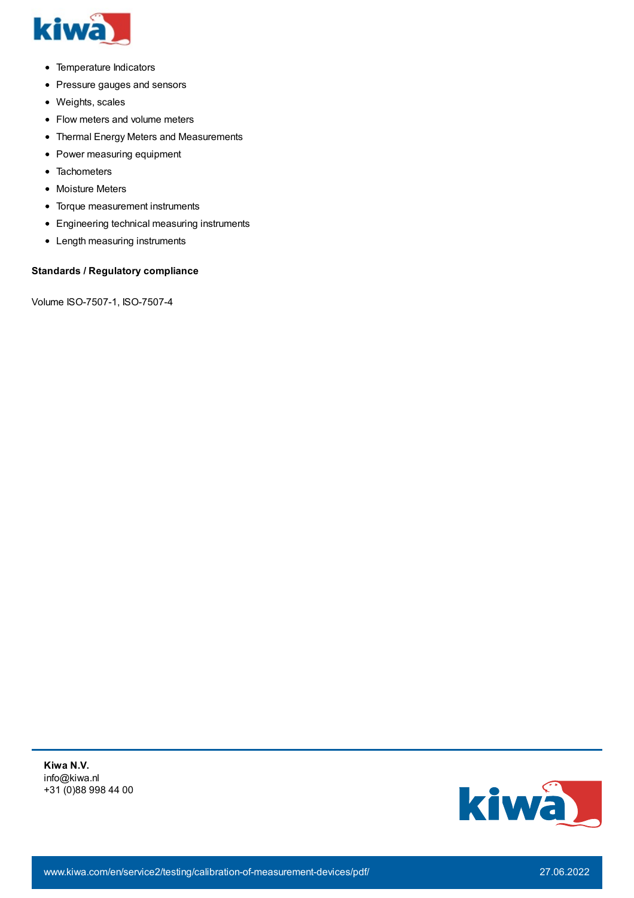- Temperature Indicators
- Pressure gauges and sensors
- Weights, scales
- Flow meters and volume meters
- Thermal Energy Meters and Measurements
- Power measuring equipment
- Tachometers
- Moisture Meters
- Torque measurement instruments
- Engineering technical measuring instruments
- Length measuring instruments

**Standards / Regulatory compliance**

Volume ISO-7507-1, ISO-7507-4

**Kiwa N.V.**
info@kiwa.nl
+31 (0)88 998 44 00